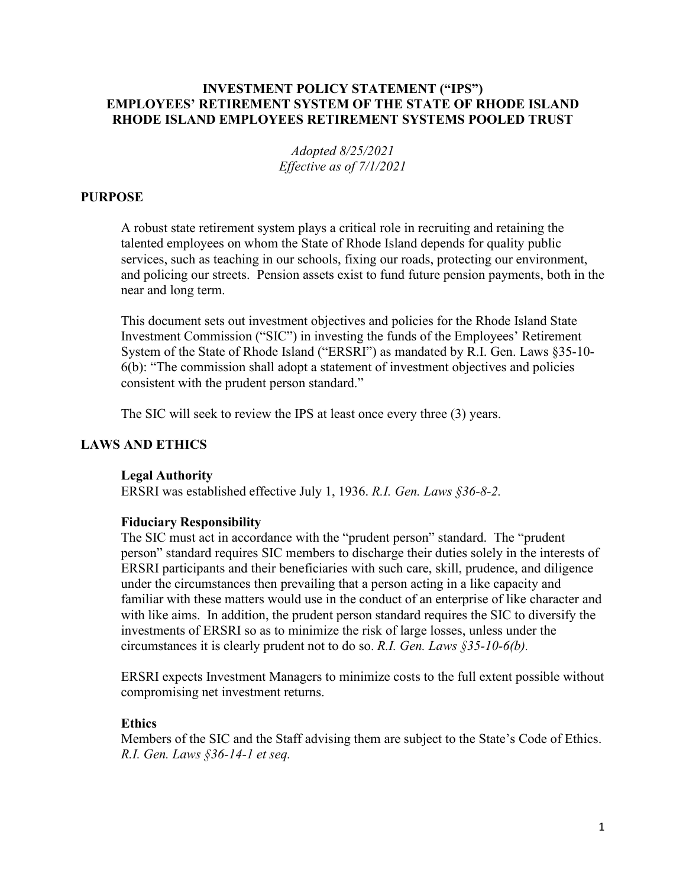# INVESTMENT POLICY STATEMENT ("IPS")
# EMPLOYEES' RETIREMENT SYSTEM OF THE STATE OF RHODE ISLAND
# RHODE ISLAND EMPLOYEES RETIREMENT SYSTEMS POOLED TRUST

*Adopted 8/25/2021*
*Effective as of 7/1/2021*

## PURPOSE

A robust state retirement system plays a critical role in recruiting and retaining the talented employees on whom the State of Rhode Island depends for quality public services, such as teaching in our schools, fixing our roads, protecting our environment, and policing our streets. Pension assets exist to fund future pension payments, both in the near and long term.

This document sets out investment objectives and policies for the Rhode Island State Investment Commission ("SIC") in investing the funds of the Employees' Retirement System of the State of Rhode Island ("ERSRI") as mandated by R.I. Gen. Laws §35-10-6(b): "The commission shall adopt a statement of investment objectives and policies consistent with the prudent person standard."

The SIC will seek to review the IPS at least once every three (3) years.

## LAWS AND ETHICS

### Legal Authority

ERSRI was established effective July 1, 1936. *R.I. Gen. Laws §36-8-2.*

### Fiduciary Responsibility

The SIC must act in accordance with the "prudent person" standard. The "prudent person" standard requires SIC members to discharge their duties solely in the interests of ERSRI participants and their beneficiaries with such care, skill, prudence, and diligence under the circumstances then prevailing that a person acting in a like capacity and familiar with these matters would use in the conduct of an enterprise of like character and with like aims. In addition, the prudent person standard requires the SIC to diversify the investments of ERSRI so as to minimize the risk of large losses, unless under the circumstances it is clearly prudent not to do so. *R.I. Gen. Laws §35-10-6(b).*

ERSRI expects Investment Managers to minimize costs to the full extent possible without compromising net investment returns.

### Ethics

Members of the SIC and the Staff advising them are subject to the State's Code of Ethics. *R.I. Gen. Laws §36-14-1 et seq.*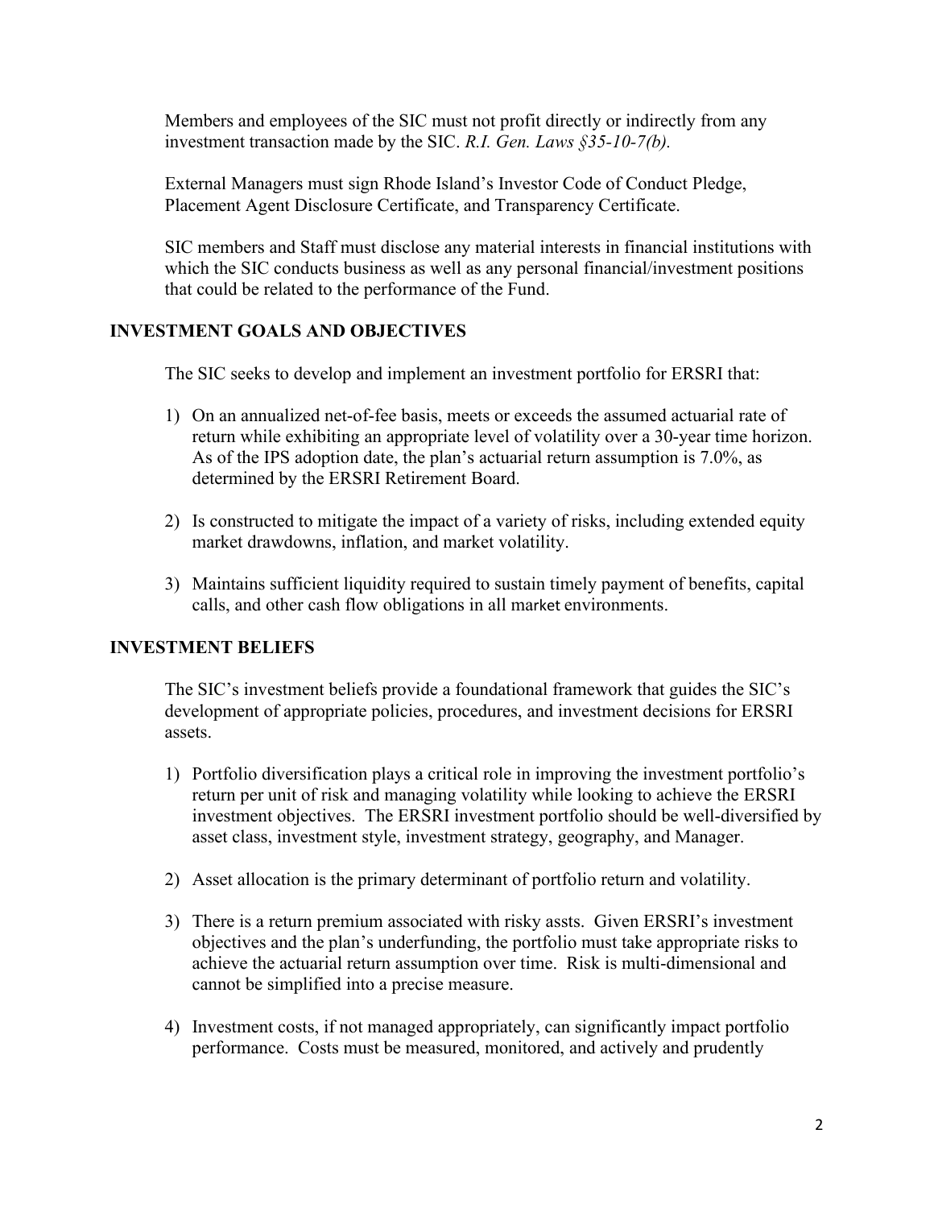Members and employees of the SIC must not profit directly or indirectly from any investment transaction made by the SIC. *R.I. Gen. Laws §35-10-7(b).*

External Managers must sign Rhode Island's Investor Code of Conduct Pledge, Placement Agent Disclosure Certificate, and Transparency Certificate.

SIC members and Staff must disclose any material interests in financial institutions with which the SIC conducts business as well as any personal financial/investment positions that could be related to the performance of the Fund.

## INVESTMENT GOALS AND OBJECTIVES

The SIC seeks to develop and implement an investment portfolio for ERSRI that:

1) On an annualized net-of-fee basis, meets or exceeds the assumed actuarial rate of return while exhibiting an appropriate level of volatility over a 30-year time horizon. As of the IPS adoption date, the plan's actuarial return assumption is 7.0%, as determined by the ERSRI Retirement Board.

2) Is constructed to mitigate the impact of a variety of risks, including extended equity market drawdowns, inflation, and market volatility.

3) Maintains sufficient liquidity required to sustain timely payment of benefits, capital calls, and other cash flow obligations in all market environments.

## INVESTMENT BELIEFS

The SIC's investment beliefs provide a foundational framework that guides the SIC's development of appropriate policies, procedures, and investment decisions for ERSRI assets.

1) Portfolio diversification plays a critical role in improving the investment portfolio's return per unit of risk and managing volatility while looking to achieve the ERSRI investment objectives. The ERSRI investment portfolio should be well-diversified by asset class, investment style, investment strategy, geography, and Manager.

2) Asset allocation is the primary determinant of portfolio return and volatility.

3) There is a return premium associated with risky assts. Given ERSRI's investment objectives and the plan's underfunding, the portfolio must take appropriate risks to achieve the actuarial return assumption over time. Risk is multi-dimensional and cannot be simplified into a precise measure.

4) Investment costs, if not managed appropriately, can significantly impact portfolio performance. Costs must be measured, monitored, and actively and prudently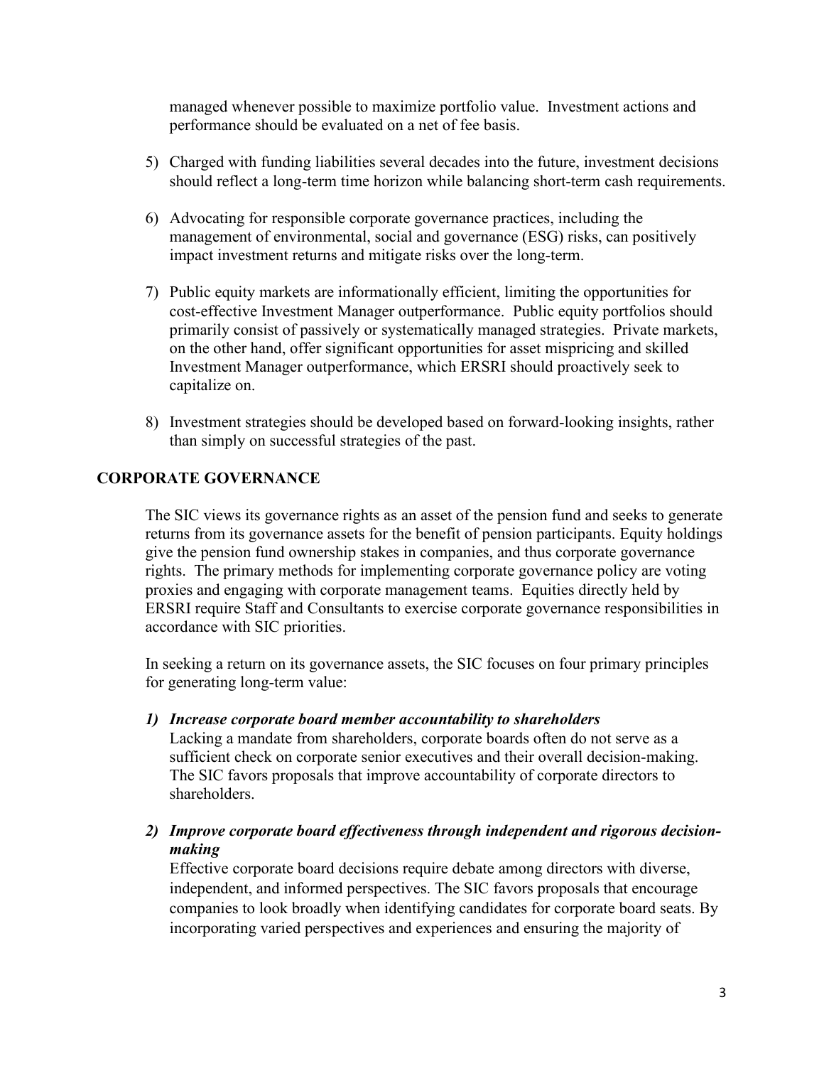managed whenever possible to maximize portfolio value. Investment actions and performance should be evaluated on a net of fee basis.

5) Charged with funding liabilities several decades into the future, investment decisions should reflect a long-term time horizon while balancing short-term cash requirements.

6) Advocating for responsible corporate governance practices, including the management of environmental, social and governance (ESG) risks, can positively impact investment returns and mitigate risks over the long-term.

7) Public equity markets are informationally efficient, limiting the opportunities for cost-effective Investment Manager outperformance. Public equity portfolios should primarily consist of passively or systematically managed strategies. Private markets, on the other hand, offer significant opportunities for asset mispricing and skilled Investment Manager outperformance, which ERSRI should proactively seek to capitalize on.

8) Investment strategies should be developed based on forward-looking insights, rather than simply on successful strategies of the past.

## CORPORATE GOVERNANCE

The SIC views its governance rights as an asset of the pension fund and seeks to generate returns from its governance assets for the benefit of pension participants. Equity holdings give the pension fund ownership stakes in companies, and thus corporate governance rights. The primary methods for implementing corporate governance policy are voting proxies and engaging with corporate management teams. Equities directly held by ERSRI require Staff and Consultants to exercise corporate governance responsibilities in accordance with SIC priorities.

In seeking a return on its governance assets, the SIC focuses on four primary principles for generating long-term value:

1) ***Increase corporate board member accountability to shareholders***
   Lacking a mandate from shareholders, corporate boards often do not serve as a sufficient check on corporate senior executives and their overall decision-making. The SIC favors proposals that improve accountability of corporate directors to shareholders.

2) ***Improve corporate board effectiveness through independent and rigorous decision-making***
   Effective corporate board decisions require debate among directors with diverse, independent, and informed perspectives. The SIC favors proposals that encourage companies to look broadly when identifying candidates for corporate board seats. By incorporating varied perspectives and experiences and ensuring the majority of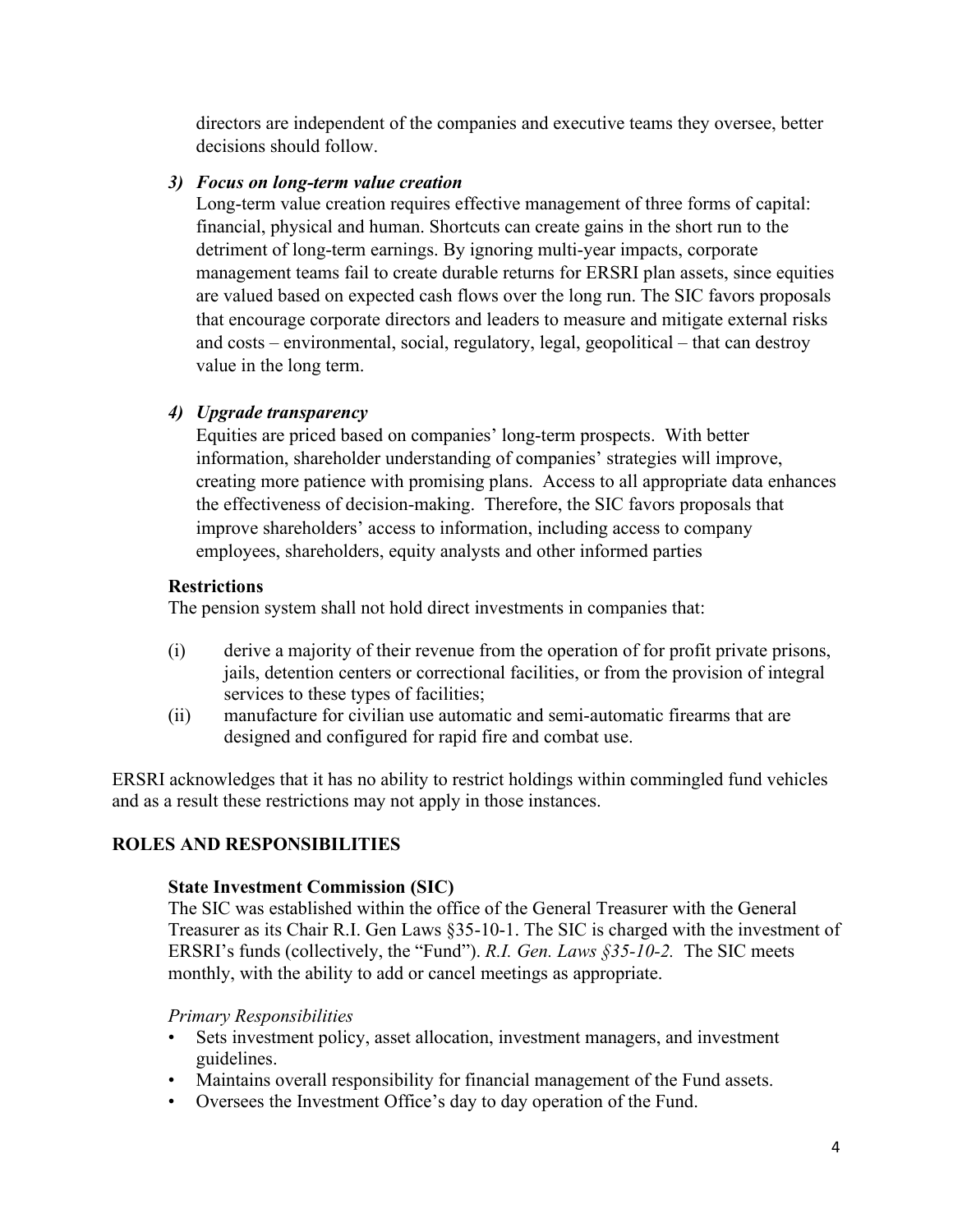directors are independent of the companies and executive teams they oversee, better decisions should follow.

3) ***Focus on long-term value creation***
   Long-term value creation requires effective management of three forms of capital: financial, physical and human. Shortcuts can create gains in the short run to the detriment of long-term earnings. By ignoring multi-year impacts, corporate management teams fail to create durable returns for ERSRI plan assets, since equities are valued based on expected cash flows over the long run. The SIC favors proposals that encourage corporate directors and leaders to measure and mitigate external risks and costs – environmental, social, regulatory, legal, geopolitical – that can destroy value in the long term.

4) ***Upgrade transparency***
   Equities are priced based on companies' long-term prospects. With better information, shareholder understanding of companies' strategies will improve, creating more patience with promising plans. Access to all appropriate data enhances the effectiveness of decision-making. Therefore, the SIC favors proposals that improve shareholders' access to information, including access to company employees, shareholders, equity analysts and other informed parties

**Restrictions**

The pension system shall not hold direct investments in companies that:

(i) derive a majority of their revenue from the operation of for profit private prisons, jails, detention centers or correctional facilities, or from the provision of integral services to these types of facilities;

(ii) manufacture for civilian use automatic and semi-automatic firearms that are designed and configured for rapid fire and combat use.

ERSRI acknowledges that it has no ability to restrict holdings within commingled fund vehicles and as a result these restrictions may not apply in those instances.

## ROLES AND RESPONSIBILITIES

**State Investment Commission (SIC)**

The SIC was established within the office of the General Treasurer with the General Treasurer as its Chair R.I. Gen Laws §35-10-1. The SIC is charged with the investment of ERSRI's funds (collectively, the "Fund"). *R.I. Gen. Laws §35-10-2.* The SIC meets monthly, with the ability to add or cancel meetings as appropriate.

*Primary Responsibilities*

- Sets investment policy, asset allocation, investment managers, and investment guidelines.
- Maintains overall responsibility for financial management of the Fund assets.
- Oversees the Investment Office's day to day operation of the Fund.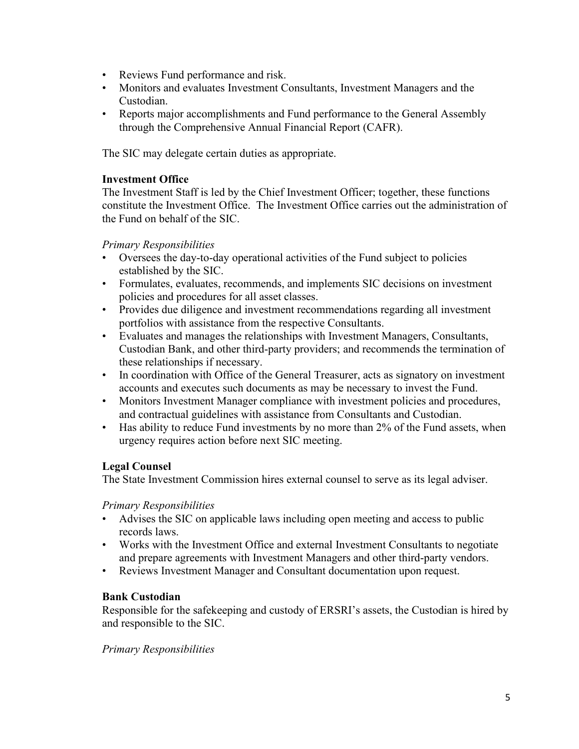- Reviews Fund performance and risk.
- Monitors and evaluates Investment Consultants, Investment Managers and the Custodian.
- Reports major accomplishments and Fund performance to the General Assembly through the Comprehensive Annual Financial Report (CAFR).

The SIC may delegate certain duties as appropriate.

**Investment Office**

The Investment Staff is led by the Chief Investment Officer; together, these functions constitute the Investment Office. The Investment Office carries out the administration of the Fund on behalf of the SIC.

*Primary Responsibilities*

- Oversees the day-to-day operational activities of the Fund subject to policies established by the SIC.
- Formulates, evaluates, recommends, and implements SIC decisions on investment policies and procedures for all asset classes.
- Provides due diligence and investment recommendations regarding all investment portfolios with assistance from the respective Consultants.
- Evaluates and manages the relationships with Investment Managers, Consultants, Custodian Bank, and other third-party providers; and recommends the termination of these relationships if necessary.
- In coordination with Office of the General Treasurer, acts as signatory on investment accounts and executes such documents as may be necessary to invest the Fund.
- Monitors Investment Manager compliance with investment policies and procedures, and contractual guidelines with assistance from Consultants and Custodian.
- Has ability to reduce Fund investments by no more than 2% of the Fund assets, when urgency requires action before next SIC meeting.

**Legal Counsel**

The State Investment Commission hires external counsel to serve as its legal adviser.

*Primary Responsibilities*

- Advises the SIC on applicable laws including open meeting and access to public records laws.
- Works with the Investment Office and external Investment Consultants to negotiate and prepare agreements with Investment Managers and other third-party vendors.
- Reviews Investment Manager and Consultant documentation upon request.

**Bank Custodian**

Responsible for the safekeeping and custody of ERSRI's assets, the Custodian is hired by and responsible to the SIC.

*Primary Responsibilities*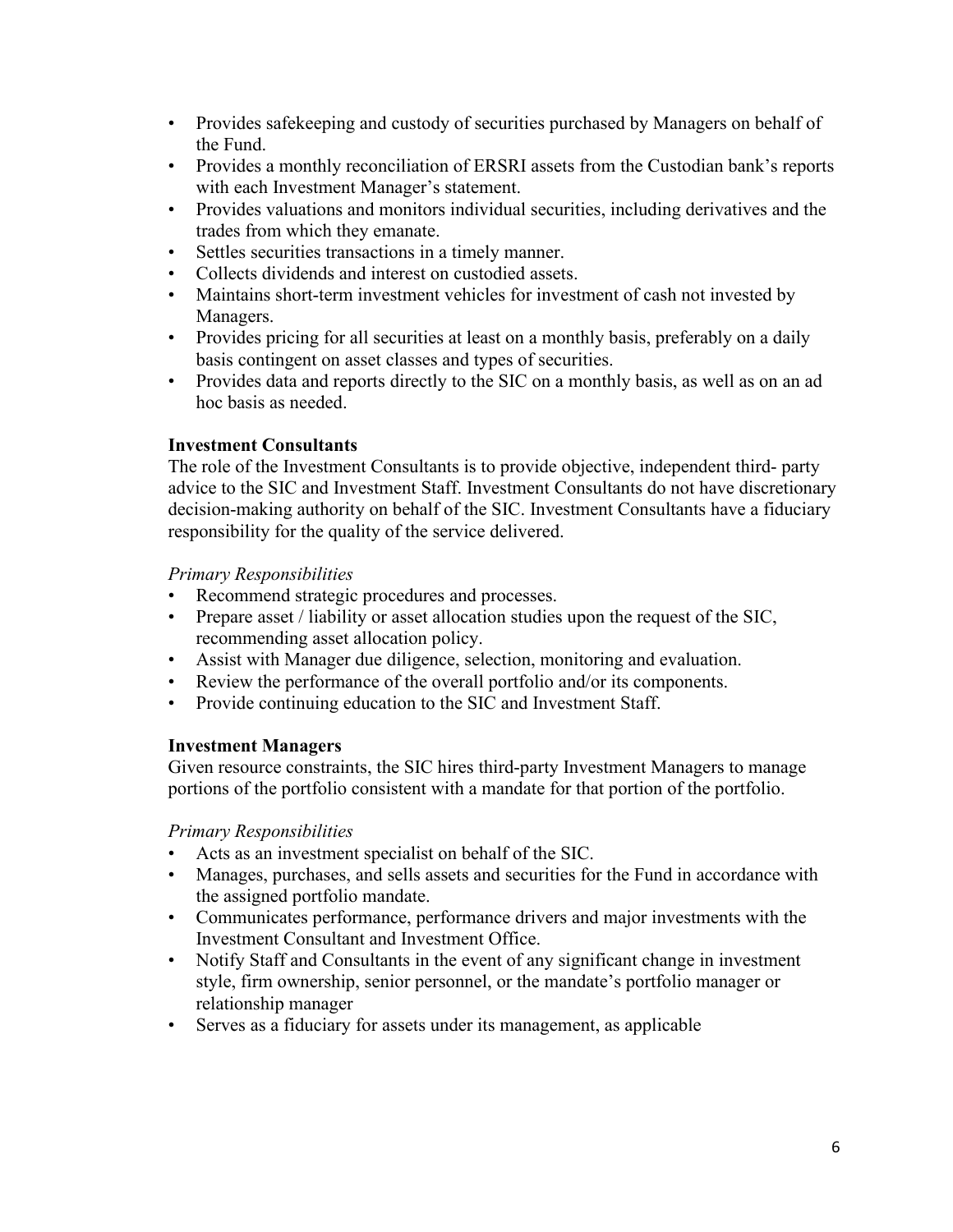- Provides safekeeping and custody of securities purchased by Managers on behalf of the Fund.
- Provides a monthly reconciliation of ERSRI assets from the Custodian bank's reports with each Investment Manager's statement.
- Provides valuations and monitors individual securities, including derivatives and the trades from which they emanate.
- Settles securities transactions in a timely manner.
- Collects dividends and interest on custodied assets.
- Maintains short-term investment vehicles for investment of cash not invested by Managers.
- Provides pricing for all securities at least on a monthly basis, preferably on a daily basis contingent on asset classes and types of securities.
- Provides data and reports directly to the SIC on a monthly basis, as well as on an ad hoc basis as needed.

**Investment Consultants**

The role of the Investment Consultants is to provide objective, independent third- party advice to the SIC and Investment Staff. Investment Consultants do not have discretionary decision-making authority on behalf of the SIC. Investment Consultants have a fiduciary responsibility for the quality of the service delivered.

*Primary Responsibilities*

- Recommend strategic procedures and processes.
- Prepare asset / liability or asset allocation studies upon the request of the SIC, recommending asset allocation policy.
- Assist with Manager due diligence, selection, monitoring and evaluation.
- Review the performance of the overall portfolio and/or its components.
- Provide continuing education to the SIC and Investment Staff.

**Investment Managers**

Given resource constraints, the SIC hires third-party Investment Managers to manage portions of the portfolio consistent with a mandate for that portion of the portfolio.

*Primary Responsibilities*

- Acts as an investment specialist on behalf of the SIC.
- Manages, purchases, and sells assets and securities for the Fund in accordance with the assigned portfolio mandate.
- Communicates performance, performance drivers and major investments with the Investment Consultant and Investment Office.
- Notify Staff and Consultants in the event of any significant change in investment style, firm ownership, senior personnel, or the mandate's portfolio manager or relationship manager
- Serves as a fiduciary for assets under its management, as applicable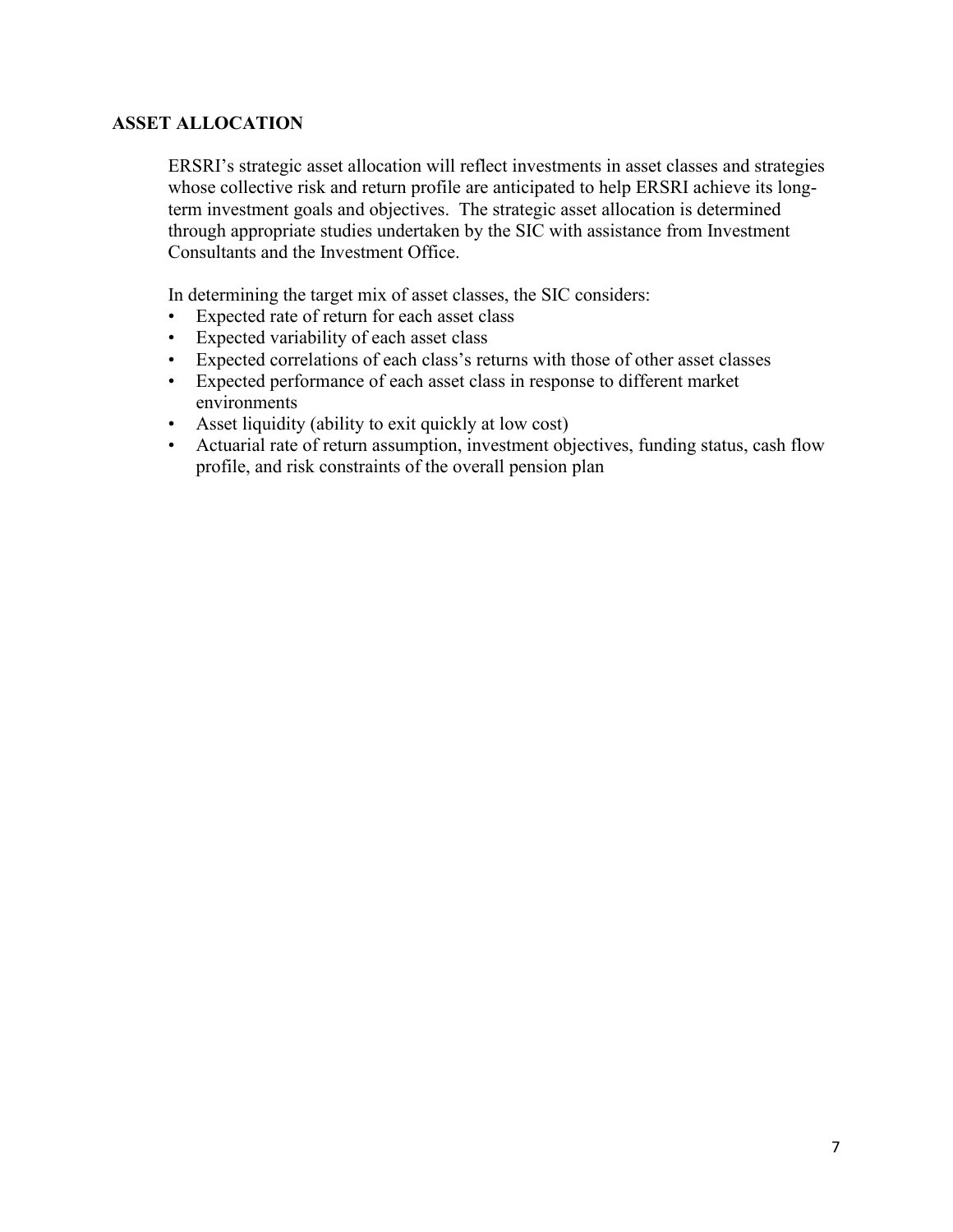## ASSET ALLOCATION

ERSRI's strategic asset allocation will reflect investments in asset classes and strategies whose collective risk and return profile are anticipated to help ERSRI achieve its long-term investment goals and objectives. The strategic asset allocation is determined through appropriate studies undertaken by the SIC with assistance from Investment Consultants and the Investment Office.

In determining the target mix of asset classes, the SIC considers:

- Expected rate of return for each asset class
- Expected variability of each asset class
- Expected correlations of each class's returns with those of other asset classes
- Expected performance of each asset class in response to different market environments
- Asset liquidity (ability to exit quickly at low cost)
- Actuarial rate of return assumption, investment objectives, funding status, cash flow profile, and risk constraints of the overall pension plan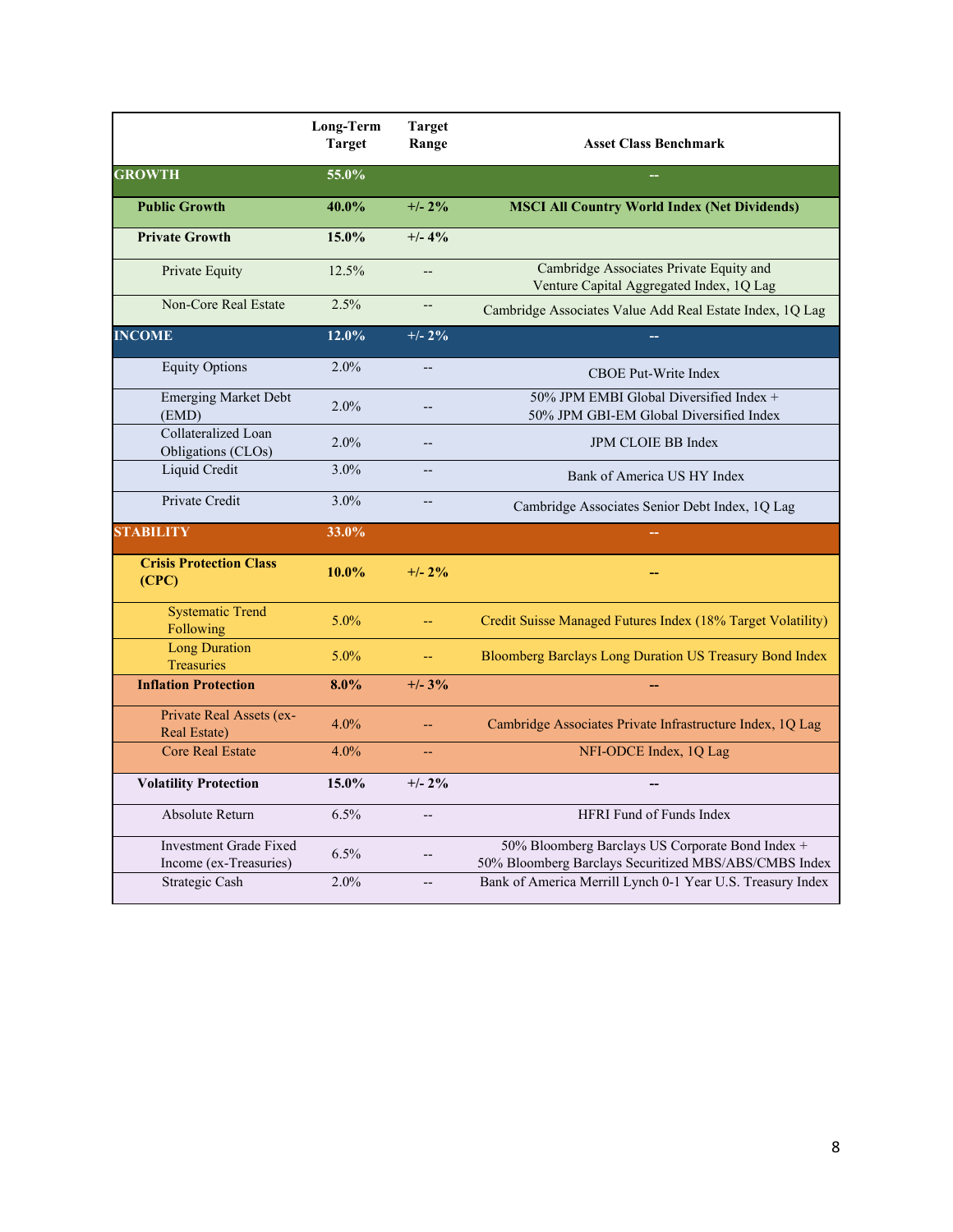| | Long-Term Target | Target Range | Asset Class Benchmark |
|---|---|---|---|
| **GROWTH** | **55.0%** | | -- |
| **Public Growth** | **40.0%** | **+/- 2%** | **MSCI All Country World Index (Net Dividends)** |
| **Private Growth** | **15.0%** | **+/- 4%** | |
| Private Equity | 12.5% | -- | Cambridge Associates Private Equity and Venture Capital Aggregated Index, 1Q Lag |
| Non-Core Real Estate | 2.5% | -- | Cambridge Associates Value Add Real Estate Index, 1Q Lag |
| **INCOME** | **12.0%** | **+/- 2%** | -- |
| Equity Options | 2.0% | -- | CBOE Put-Write Index |
| Emerging Market Debt (EMD) | 2.0% | -- | 50% JPM EMBI Global Diversified Index + 50% JPM GBI-EM Global Diversified Index |
| Collateralized Loan Obligations (CLOs) | 2.0% | -- | JPM CLOIE BB Index |
| Liquid Credit | 3.0% | -- | Bank of America US HY Index |
| Private Credit | 3.0% | -- | Cambridge Associates Senior Debt Index, 1Q Lag |
| **STABILITY** | **33.0%** | | -- |
| **Crisis Protection Class (CPC)** | **10.0%** | **+/- 2%** | **--** |
| Systematic Trend Following | 5.0% | -- | Credit Suisse Managed Futures Index (18% Target Volatility) |
| Long Duration Treasuries | 5.0% | -- | Bloomberg Barclays Long Duration US Treasury Bond Index |
| **Inflation Protection** | **8.0%** | **+/- 3%** | **--** |
| Private Real Assets (ex-Real Estate) | 4.0% | -- | Cambridge Associates Private Infrastructure Index, 1Q Lag |
| Core Real Estate | 4.0% | -- | NFI-ODCE Index, 1Q Lag |
| **Volatility Protection** | **15.0%** | **+/- 2%** | **--** |
| Absolute Return | 6.5% | -- | HFRI Fund of Funds Index |
| Investment Grade Fixed Income (ex-Treasuries) | 6.5% | -- | 50% Bloomberg Barclays US Corporate Bond Index + 50% Bloomberg Barclays Securitized MBS/ABS/CMBS Index |
| Strategic Cash | 2.0% | -- | Bank of America Merrill Lynch 0-1 Year U.S. Treasury Index |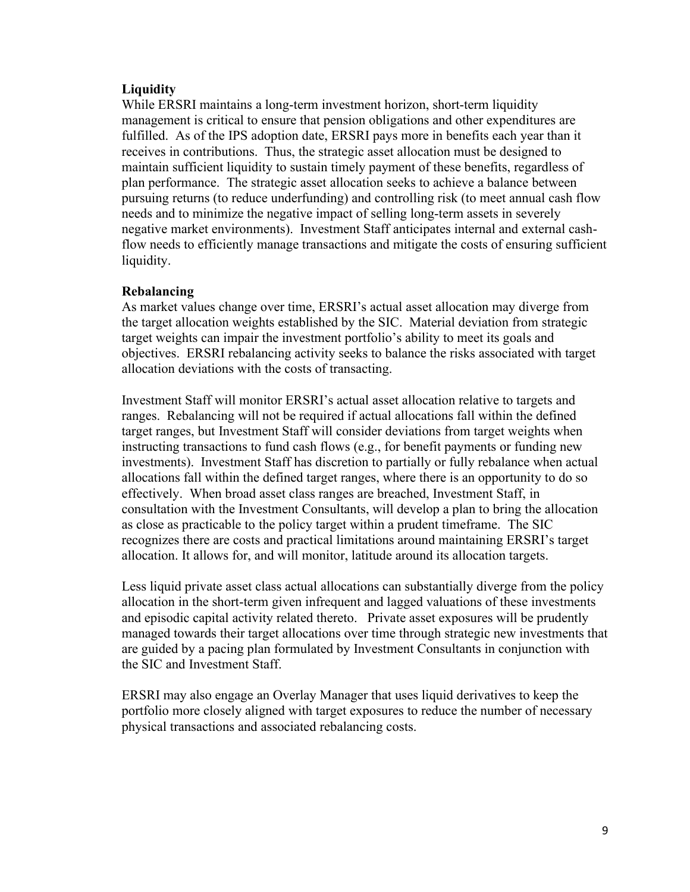**Liquidity**

While ERSRI maintains a long-term investment horizon, short-term liquidity management is critical to ensure that pension obligations and other expenditures are fulfilled. As of the IPS adoption date, ERSRI pays more in benefits each year than it receives in contributions. Thus, the strategic asset allocation must be designed to maintain sufficient liquidity to sustain timely payment of these benefits, regardless of plan performance. The strategic asset allocation seeks to achieve a balance between pursuing returns (to reduce underfunding) and controlling risk (to meet annual cash flow needs and to minimize the negative impact of selling long-term assets in severely negative market environments). Investment Staff anticipates internal and external cash-flow needs to efficiently manage transactions and mitigate the costs of ensuring sufficient liquidity.

**Rebalancing**

As market values change over time, ERSRI's actual asset allocation may diverge from the target allocation weights established by the SIC. Material deviation from strategic target weights can impair the investment portfolio's ability to meet its goals and objectives. ERSRI rebalancing activity seeks to balance the risks associated with target allocation deviations with the costs of transacting.

Investment Staff will monitor ERSRI's actual asset allocation relative to targets and ranges. Rebalancing will not be required if actual allocations fall within the defined target ranges, but Investment Staff will consider deviations from target weights when instructing transactions to fund cash flows (e.g., for benefit payments or funding new investments). Investment Staff has discretion to partially or fully rebalance when actual allocations fall within the defined target ranges, where there is an opportunity to do so effectively. When broad asset class ranges are breached, Investment Staff, in consultation with the Investment Consultants, will develop a plan to bring the allocation as close as practicable to the policy target within a prudent timeframe. The SIC recognizes there are costs and practical limitations around maintaining ERSRI's target allocation. It allows for, and will monitor, latitude around its allocation targets.

Less liquid private asset class actual allocations can substantially diverge from the policy allocation in the short-term given infrequent and lagged valuations of these investments and episodic capital activity related thereto. Private asset exposures will be prudently managed towards their target allocations over time through strategic new investments that are guided by a pacing plan formulated by Investment Consultants in conjunction with the SIC and Investment Staff.

ERSRI may also engage an Overlay Manager that uses liquid derivatives to keep the portfolio more closely aligned with target exposures to reduce the number of necessary physical transactions and associated rebalancing costs.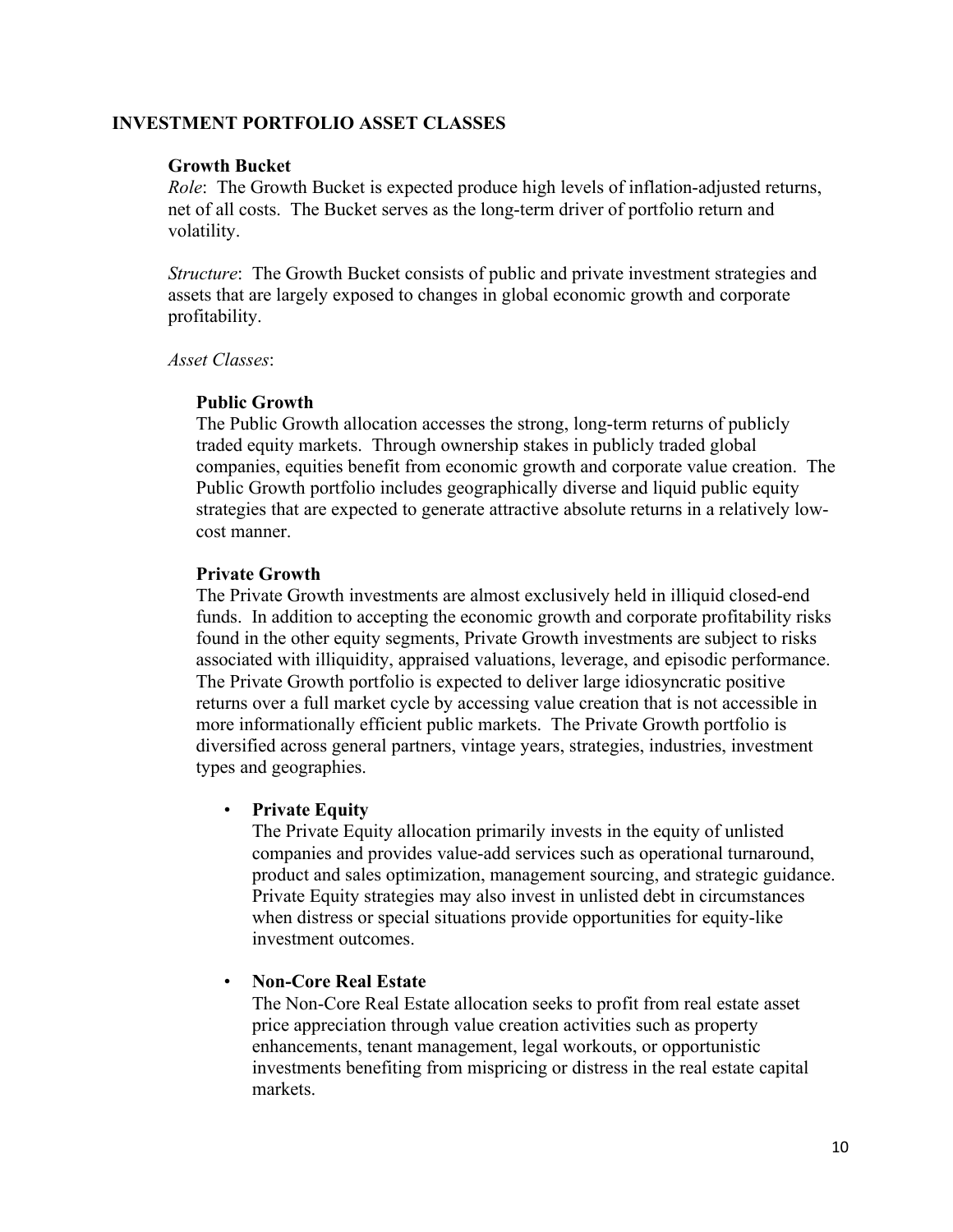## INVESTMENT PORTFOLIO ASSET CLASSES

### Growth Bucket

*Role*: The Growth Bucket is expected produce high levels of inflation-adjusted returns, net of all costs. The Bucket serves as the long-term driver of portfolio return and volatility.

*Structure*: The Growth Bucket consists of public and private investment strategies and assets that are largely exposed to changes in global economic growth and corporate profitability.

*Asset Classes*:

#### Public Growth

The Public Growth allocation accesses the strong, long-term returns of publicly traded equity markets. Through ownership stakes in publicly traded global companies, equities benefit from economic growth and corporate value creation. The Public Growth portfolio includes geographically diverse and liquid public equity strategies that are expected to generate attractive absolute returns in a relatively low-cost manner.

#### Private Growth

The Private Growth investments are almost exclusively held in illiquid closed-end funds. In addition to accepting the economic growth and corporate profitability risks found in the other equity segments, Private Growth investments are subject to risks associated with illiquidity, appraised valuations, leverage, and episodic performance. The Private Growth portfolio is expected to deliver large idiosyncratic positive returns over a full market cycle by accessing value creation that is not accessible in more informationally efficient public markets. The Private Growth portfolio is diversified across general partners, vintage years, strategies, industries, investment types and geographies.

- **Private Equity**
  The Private Equity allocation primarily invests in the equity of unlisted companies and provides value-add services such as operational turnaround, product and sales optimization, management sourcing, and strategic guidance. Private Equity strategies may also invest in unlisted debt in circumstances when distress or special situations provide opportunities for equity-like investment outcomes.

- **Non-Core Real Estate**
  The Non-Core Real Estate allocation seeks to profit from real estate asset price appreciation through value creation activities such as property enhancements, tenant management, legal workouts, or opportunistic investments benefiting from mispricing or distress in the real estate capital markets.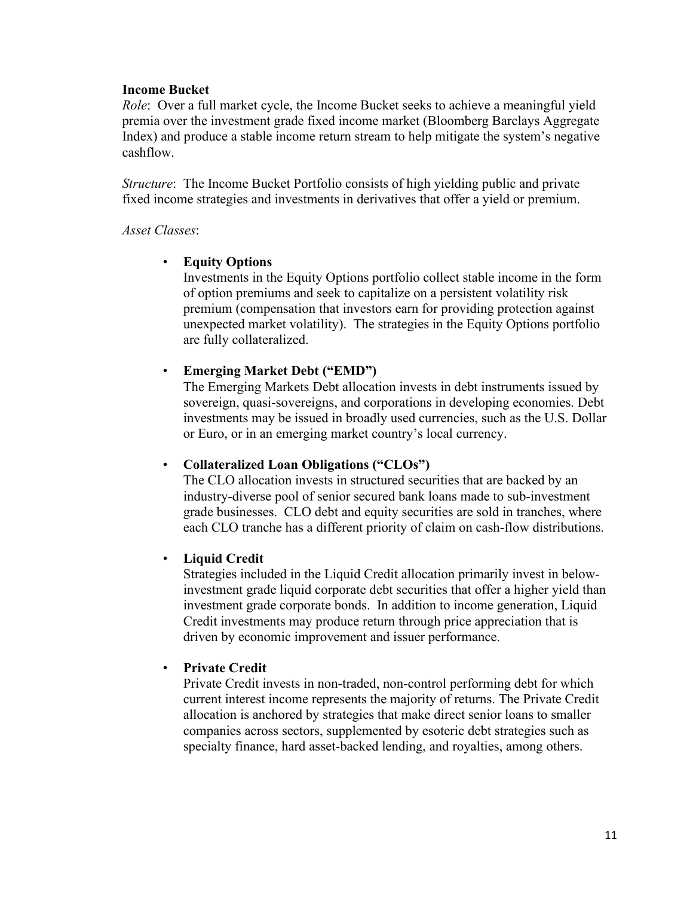**Income Bucket**

*Role*: Over a full market cycle, the Income Bucket seeks to achieve a meaningful yield premia over the investment grade fixed income market (Bloomberg Barclays Aggregate Index) and produce a stable income return stream to help mitigate the system's negative cashflow.

*Structure*: The Income Bucket Portfolio consists of high yielding public and private fixed income strategies and investments in derivatives that offer a yield or premium.

*Asset Classes*:

- **Equity Options**
  Investments in the Equity Options portfolio collect stable income in the form of option premiums and seek to capitalize on a persistent volatility risk premium (compensation that investors earn for providing protection against unexpected market volatility). The strategies in the Equity Options portfolio are fully collateralized.

- **Emerging Market Debt ("EMD")**
  The Emerging Markets Debt allocation invests in debt instruments issued by sovereign, quasi-sovereigns, and corporations in developing economies. Debt investments may be issued in broadly used currencies, such as the U.S. Dollar or Euro, or in an emerging market country's local currency.

- **Collateralized Loan Obligations ("CLOs")**
  The CLO allocation invests in structured securities that are backed by an industry-diverse pool of senior secured bank loans made to sub-investment grade businesses. CLO debt and equity securities are sold in tranches, where each CLO tranche has a different priority of claim on cash-flow distributions.

- **Liquid Credit**
  Strategies included in the Liquid Credit allocation primarily invest in below-investment grade liquid corporate debt securities that offer a higher yield than investment grade corporate bonds. In addition to income generation, Liquid Credit investments may produce return through price appreciation that is driven by economic improvement and issuer performance.

- **Private Credit**
  Private Credit invests in non-traded, non-control performing debt for which current interest income represents the majority of returns. The Private Credit allocation is anchored by strategies that make direct senior loans to smaller companies across sectors, supplemented by esoteric debt strategies such as specialty finance, hard asset-backed lending, and royalties, among others.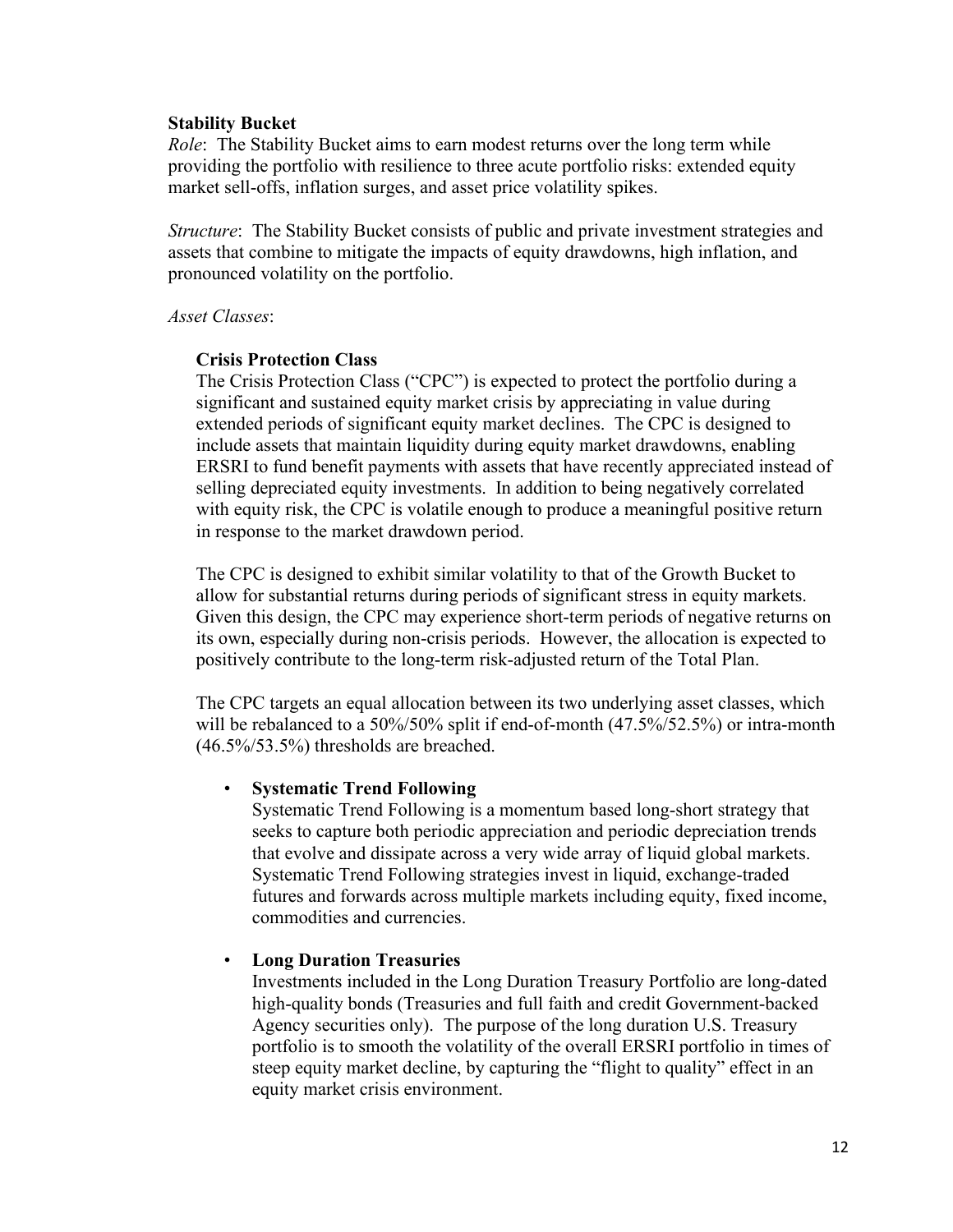**Stability Bucket**

*Role*: The Stability Bucket aims to earn modest returns over the long term while providing the portfolio with resilience to three acute portfolio risks: extended equity market sell-offs, inflation surges, and asset price volatility spikes.

*Structure*: The Stability Bucket consists of public and private investment strategies and assets that combine to mitigate the impacts of equity drawdowns, high inflation, and pronounced volatility on the portfolio.

*Asset Classes*:

**Crisis Protection Class**

The Crisis Protection Class ("CPC") is expected to protect the portfolio during a significant and sustained equity market crisis by appreciating in value during extended periods of significant equity market declines. The CPC is designed to include assets that maintain liquidity during equity market drawdowns, enabling ERSRI to fund benefit payments with assets that have recently appreciated instead of selling depreciated equity investments. In addition to being negatively correlated with equity risk, the CPC is volatile enough to produce a meaningful positive return in response to the market drawdown period.

The CPC is designed to exhibit similar volatility to that of the Growth Bucket to allow for substantial returns during periods of significant stress in equity markets. Given this design, the CPC may experience short-term periods of negative returns on its own, especially during non-crisis periods. However, the allocation is expected to positively contribute to the long-term risk-adjusted return of the Total Plan.

The CPC targets an equal allocation between its two underlying asset classes, which will be rebalanced to a 50%/50% split if end-of-month (47.5%/52.5%) or intra-month (46.5%/53.5%) thresholds are breached.

- **Systematic Trend Following**

  Systematic Trend Following is a momentum based long-short strategy that seeks to capture both periodic appreciation and periodic depreciation trends that evolve and dissipate across a very wide array of liquid global markets. Systematic Trend Following strategies invest in liquid, exchange-traded futures and forwards across multiple markets including equity, fixed income, commodities and currencies.

- **Long Duration Treasuries**

  Investments included in the Long Duration Treasury Portfolio are long-dated high-quality bonds (Treasuries and full faith and credit Government-backed Agency securities only). The purpose of the long duration U.S. Treasury portfolio is to smooth the volatility of the overall ERSRI portfolio in times of steep equity market decline, by capturing the "flight to quality" effect in an equity market crisis environment.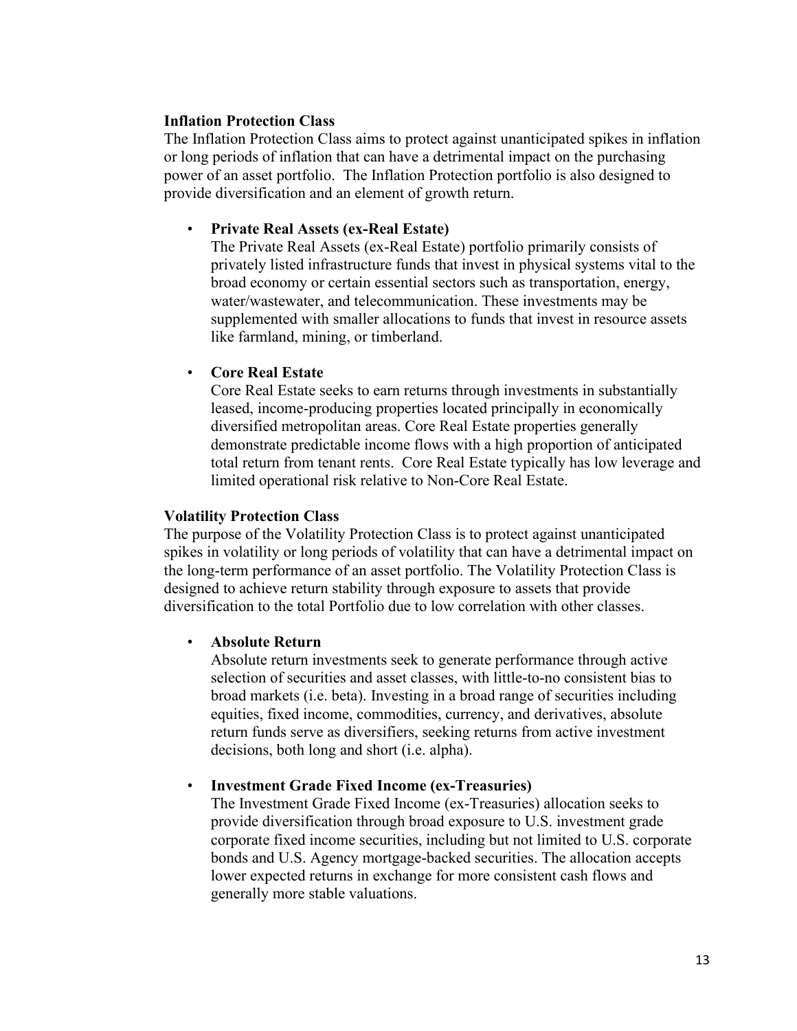**Inflation Protection Class**

The Inflation Protection Class aims to protect against unanticipated spikes in inflation or long periods of inflation that can have a detrimental impact on the purchasing power of an asset portfolio. The Inflation Protection portfolio is also designed to provide diversification and an element of growth return.

- **Private Real Assets (ex-Real Estate)**
  The Private Real Assets (ex-Real Estate) portfolio primarily consists of privately listed infrastructure funds that invest in physical systems vital to the broad economy or certain essential sectors such as transportation, energy, water/wastewater, and telecommunication. These investments may be supplemented with smaller allocations to funds that invest in resource assets like farmland, mining, or timberland.

- **Core Real Estate**
  Core Real Estate seeks to earn returns through investments in substantially leased, income-producing properties located principally in economically diversified metropolitan areas. Core Real Estate properties generally demonstrate predictable income flows with a high proportion of anticipated total return from tenant rents. Core Real Estate typically has low leverage and limited operational risk relative to Non-Core Real Estate.

**Volatility Protection Class**

The purpose of the Volatility Protection Class is to protect against unanticipated spikes in volatility or long periods of volatility that can have a detrimental impact on the long-term performance of an asset portfolio. The Volatility Protection Class is designed to achieve return stability through exposure to assets that provide diversification to the total Portfolio due to low correlation with other classes.

- **Absolute Return**
  Absolute return investments seek to generate performance through active selection of securities and asset classes, with little-to-no consistent bias to broad markets (i.e. beta). Investing in a broad range of securities including equities, fixed income, commodities, currency, and derivatives, absolute return funds serve as diversifiers, seeking returns from active investment decisions, both long and short (i.e. alpha).

- **Investment Grade Fixed Income (ex-Treasuries)**
  The Investment Grade Fixed Income (ex-Treasuries) allocation seeks to provide diversification through broad exposure to U.S. investment grade corporate fixed income securities, including but not limited to U.S. corporate bonds and U.S. Agency mortgage-backed securities. The allocation accepts lower expected returns in exchange for more consistent cash flows and generally more stable valuations.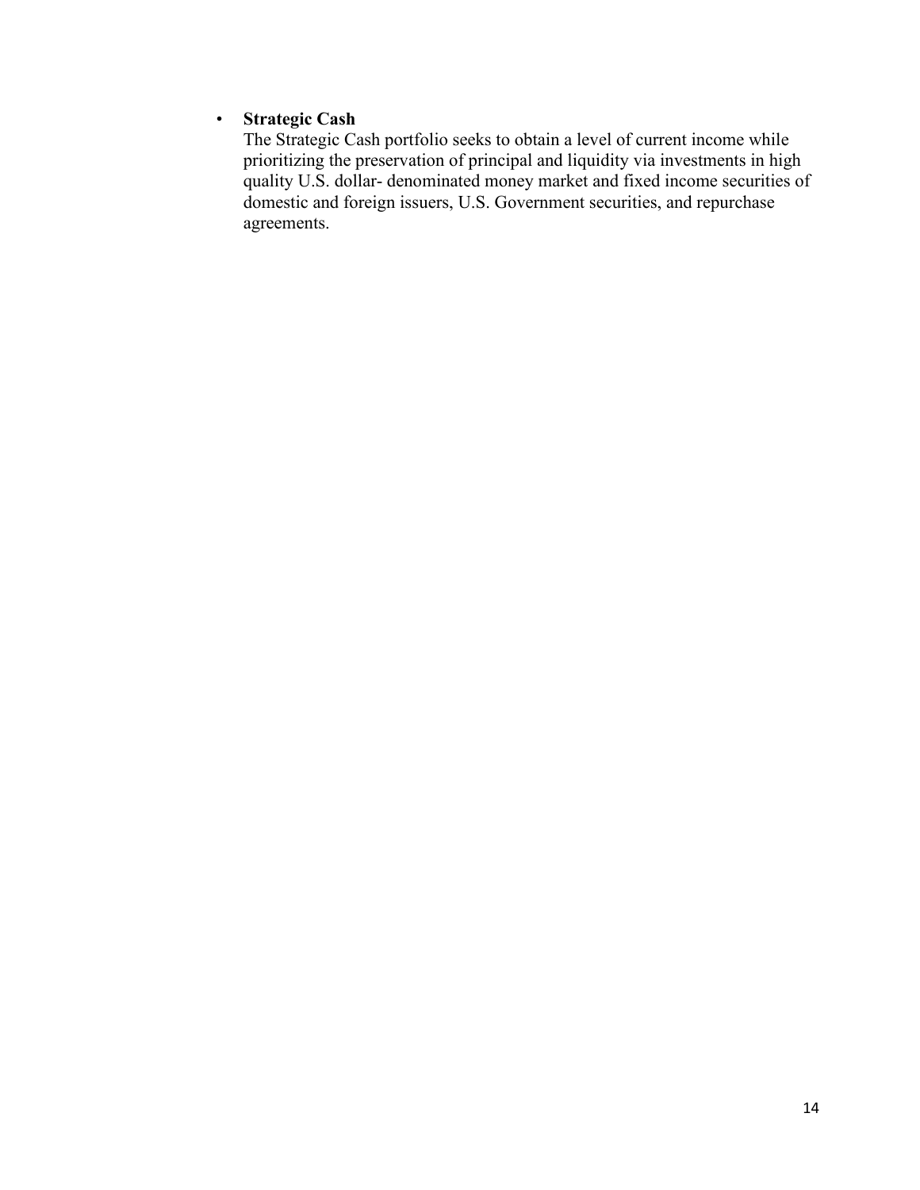- **Strategic Cash**
  The Strategic Cash portfolio seeks to obtain a level of current income while prioritizing the preservation of principal and liquidity via investments in high quality U.S. dollar- denominated money market and fixed income securities of domestic and foreign issuers, U.S. Government securities, and repurchase agreements.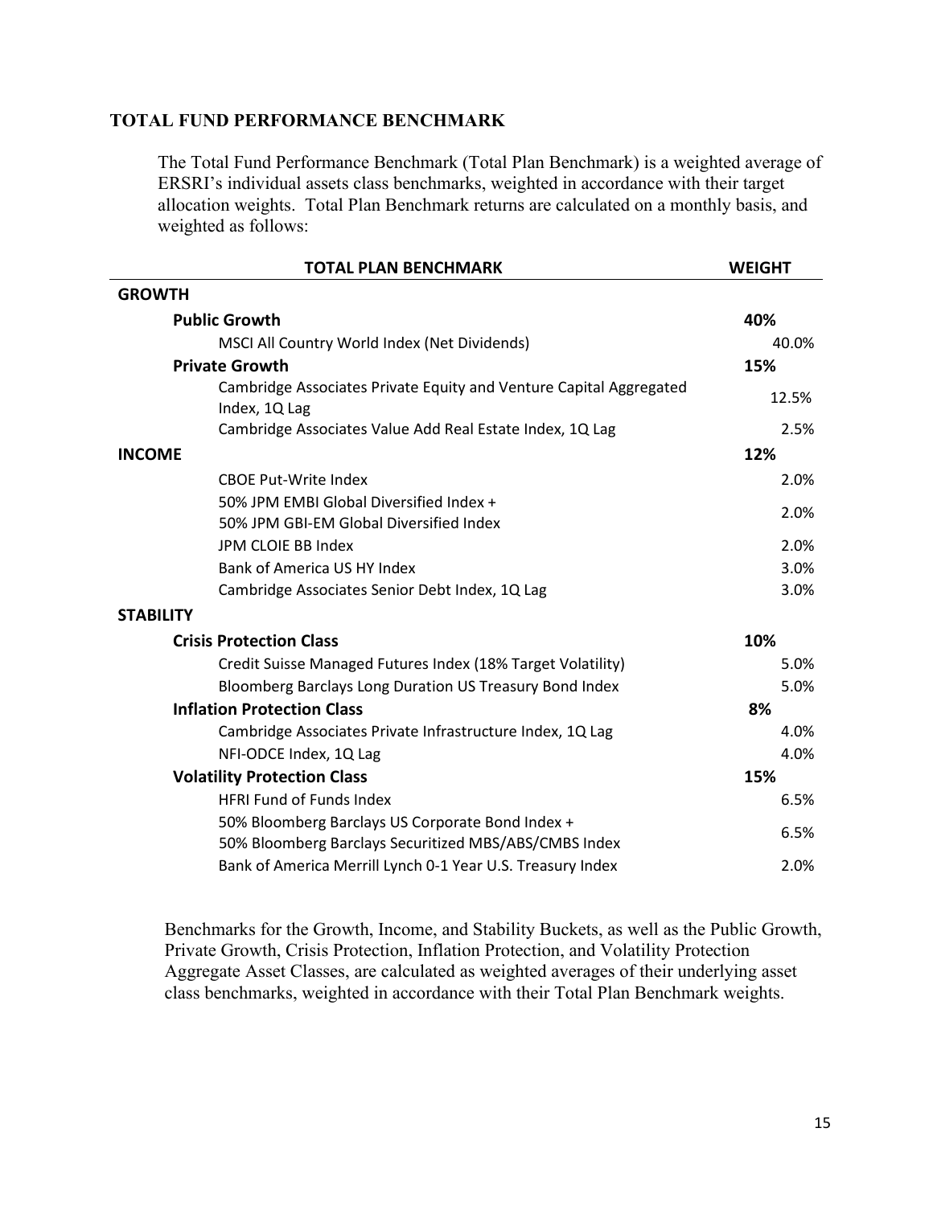## TOTAL FUND PERFORMANCE BENCHMARK

The Total Fund Performance Benchmark (Total Plan Benchmark) is a weighted average of ERSRI's individual assets class benchmarks, weighted in accordance with their target allocation weights. Total Plan Benchmark returns are calculated on a monthly basis, and weighted as follows:

| TOTAL PLAN BENCHMARK | WEIGHT | |
|---|---|---|
| **GROWTH** | | |
| **Public Growth** | **40%** | |
| MSCI All Country World Index (Net Dividends) | | 40.0% |
| **Private Growth** | **15%** | |
| Cambridge Associates Private Equity and Venture Capital Aggregated Index, 1Q Lag | | 12.5% |
| Cambridge Associates Value Add Real Estate Index, 1Q Lag | | 2.5% |
| **INCOME** | **12%** | |
| CBOE Put-Write Index | | 2.0% |
| 50% JPM EMBI Global Diversified Index + 50% JPM GBI-EM Global Diversified Index | | 2.0% |
| JPM CLOIE BB Index | | 2.0% |
| Bank of America US HY Index | | 3.0% |
| Cambridge Associates Senior Debt Index, 1Q Lag | | 3.0% |
| **STABILITY** | | |
| **Crisis Protection Class** | **10%** | |
| Credit Suisse Managed Futures Index (18% Target Volatility) | | 5.0% |
| Bloomberg Barclays Long Duration US Treasury Bond Index | | 5.0% |
| **Inflation Protection Class** | **8%** | |
| Cambridge Associates Private Infrastructure Index, 1Q Lag | | 4.0% |
| NFI-ODCE Index, 1Q Lag | | 4.0% |
| **Volatility Protection Class** | **15%** | |
| HFRI Fund of Funds Index | | 6.5% |
| 50% Bloomberg Barclays US Corporate Bond Index + 50% Bloomberg Barclays Securitized MBS/ABS/CMBS Index | | 6.5% |
| Bank of America Merrill Lynch 0-1 Year U.S. Treasury Index | | 2.0% |

Benchmarks for the Growth, Income, and Stability Buckets, as well as the Public Growth, Private Growth, Crisis Protection, Inflation Protection, and Volatility Protection Aggregate Asset Classes, are calculated as weighted averages of their underlying asset class benchmarks, weighted in accordance with their Total Plan Benchmark weights.